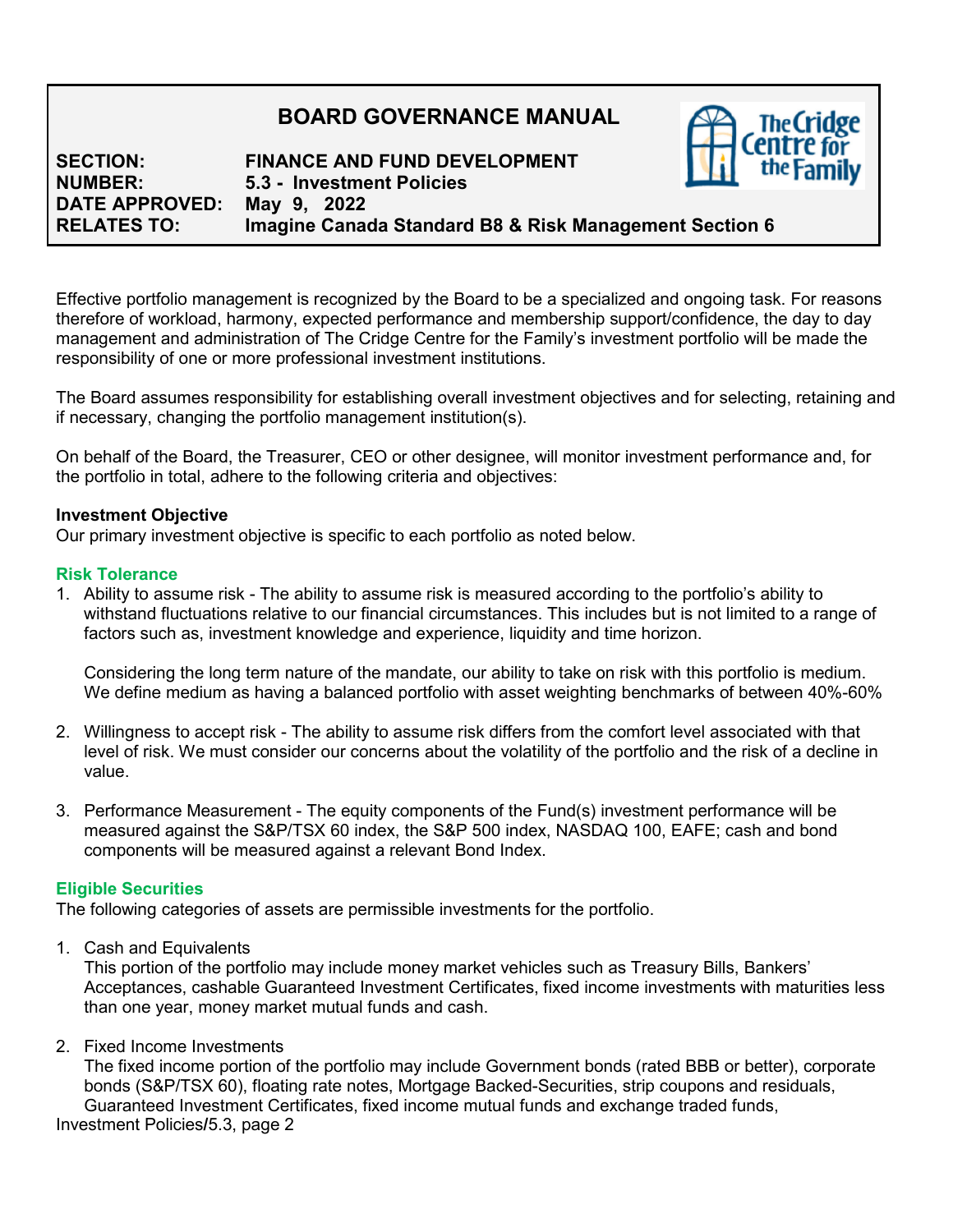# BOARD GOVERNANCE MANUAL

**SECTION:** FINANCE AND FUND DEVELOPMENT
**NUMBER:** 5.3 - Investment Policies
**DATE APPROVED:** May 9, 2022
**RELATES TO:** Imagine Canada Standard B8 & Risk Management Section 6

Effective portfolio management is recognized by the Board to be a specialized and ongoing task. For reasons therefore of workload, harmony, expected performance and membership support/confidence, the day to day management and administration of The Cridge Centre for the Family's investment portfolio will be made the responsibility of one or more professional investment institutions.

The Board assumes responsibility for establishing overall investment objectives and for selecting, retaining and if necessary, changing the portfolio management institution(s).

On behalf of the Board, the Treasurer, CEO or other designee, will monitor investment performance and, for the portfolio in total, adhere to the following criteria and objectives:

**Investment Objective**
Our primary investment objective is specific to each portfolio as noted below.

### Risk Tolerance

1. Ability to assume risk - The ability to assume risk is measured according to the portfolio's ability to withstand fluctuations relative to our financial circumstances. This includes but is not limited to a range of factors such as, investment knowledge and experience, liquidity and time horizon.

   Considering the long term nature of the mandate, our ability to take on risk with this portfolio is medium. We define medium as having a balanced portfolio with asset weighting benchmarks of between 40%-60%

2. Willingness to accept risk - The ability to assume risk differs from the comfort level associated with that level of risk. We must consider our concerns about the volatility of the portfolio and the risk of a decline in value.

3. Performance Measurement - The equity components of the Fund(s) investment performance will be measured against the S&P/TSX 60 index, the S&P 500 index, NASDAQ 100, EAFE; cash and bond components will be measured against a relevant Bond Index.

### Eligible Securities

The following categories of assets are permissible investments for the portfolio.

1. Cash and Equivalents
   This portion of the portfolio may include money market vehicles such as Treasury Bills, Bankers' Acceptances, cashable Guaranteed Investment Certificates, fixed income investments with maturities less than one year, money market mutual funds and cash.

2. Fixed Income Investments
   The fixed income portion of the portfolio may include Government bonds (rated BBB or better), corporate bonds (S&P/TSX 60), floating rate notes, Mortgage Backed-Securities, strip coupons and residuals, Guaranteed Investment Certificates, fixed income mutual funds and exchange traded funds,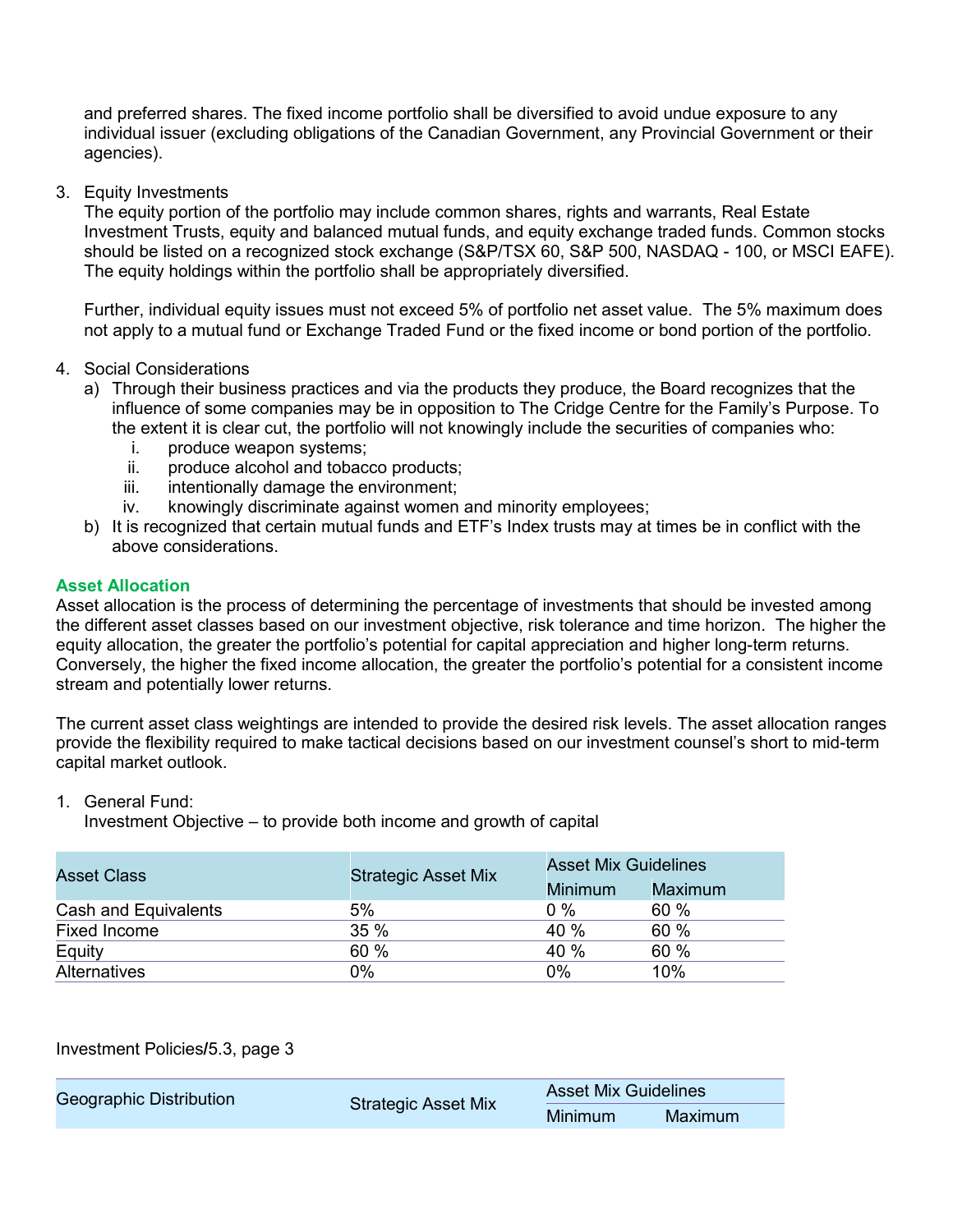and preferred shares. The fixed income portfolio shall be diversified to avoid undue exposure to any individual issuer (excluding obligations of the Canadian Government, any Provincial Government or their agencies).

3. Equity Investments

   The equity portion of the portfolio may include common shares, rights and warrants, Real Estate Investment Trusts, equity and balanced mutual funds, and equity exchange traded funds. Common stocks should be listed on a recognized stock exchange (S&P/TSX 60, S&P 500, NASDAQ - 100, or MSCI EAFE). The equity holdings within the portfolio shall be appropriately diversified.

   Further, individual equity issues must not exceed 5% of portfolio net asset value. The 5% maximum does not apply to a mutual fund or Exchange Traded Fund or the fixed income or bond portion of the portfolio.

4. Social Considerations
   a) Through their business practices and via the products they produce, the Board recognizes that the influence of some companies may be in opposition to The Cridge Centre for the Family's Purpose. To the extent it is clear cut, the portfolio will not knowingly include the securities of companies who:
      i. produce weapon systems;
      ii. produce alcohol and tobacco products;
      iii. intentionally damage the environment;
      iv. knowingly discriminate against women and minority employees;
   b) It is recognized that certain mutual funds and ETF's Index trusts may at times be in conflict with the above considerations.

## Asset Allocation

Asset allocation is the process of determining the percentage of investments that should be invested among the different asset classes based on our investment objective, risk tolerance and time horizon. The higher the equity allocation, the greater the portfolio's potential for capital appreciation and higher long-term returns. Conversely, the higher the fixed income allocation, the greater the portfolio's potential for a consistent income stream and potentially lower returns.

The current asset class weightings are intended to provide the desired risk levels. The asset allocation ranges provide the flexibility required to make tactical decisions based on our investment counsel's short to mid-term capital market outlook.

1. General Fund:

   Investment Objective – to provide both income and growth of capital

| Asset Class | Strategic Asset Mix | Asset Mix Guidelines | |
|---|---|---|---|
| | | Minimum | Maximum |
| Cash and Equivalents | 5% | 0 % | 60 % |
| Fixed Income | 35 % | 40 % | 60 % |
| Equity | 60 % | 40 % | 60 % |
| Alternatives | 0% | 0% | 10% |

Investment Policies/5.3, page 3

| Geographic Distribution | Strategic Asset Mix | Asset Mix Guidelines | |
|---|---|---|---|
| | | Minimum | Maximum |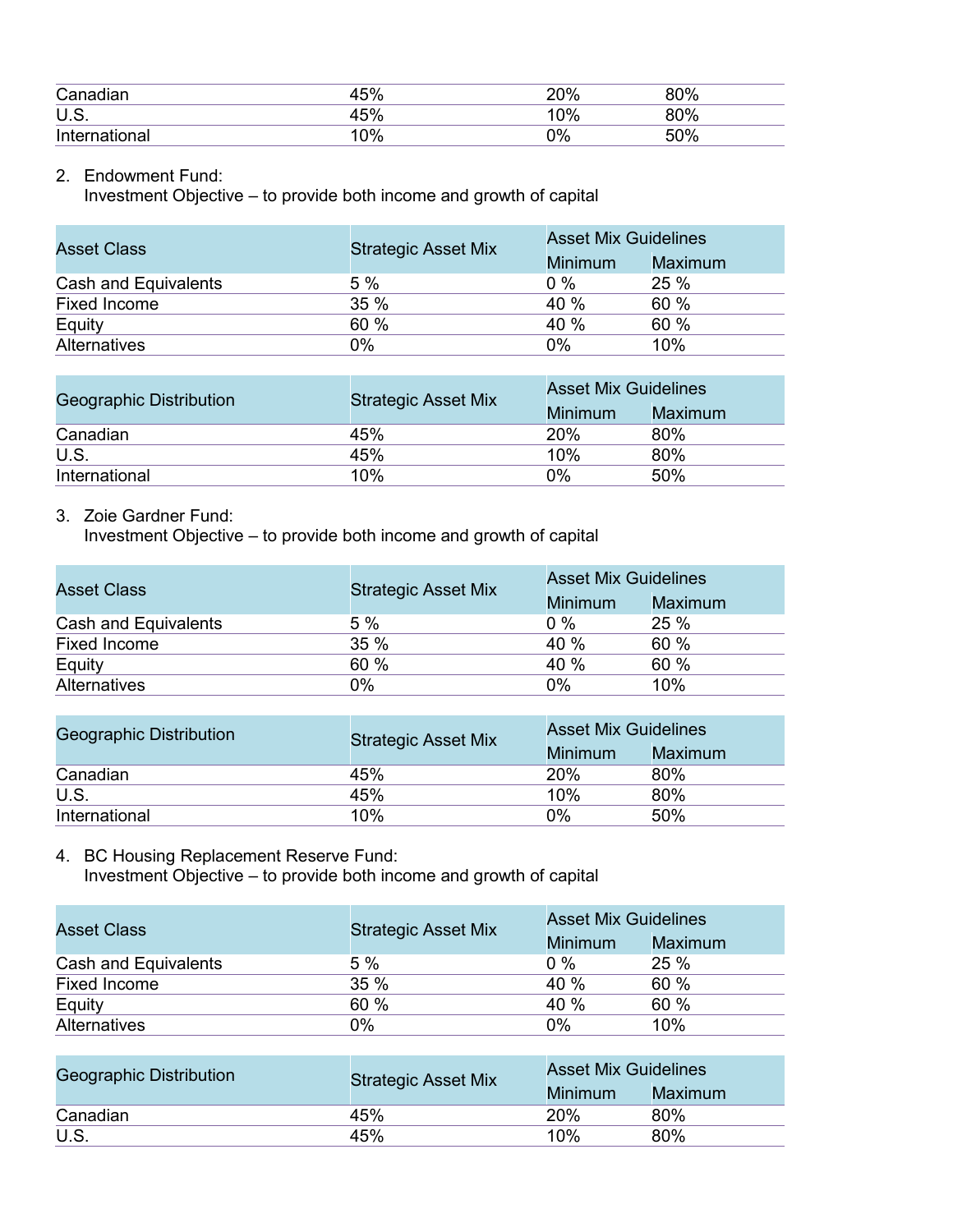| Canadian | 45% | 20% | 80% |
|---|---|---|---|
| U.S. | 45% | 10% | 80% |
| International | 10% | 0% | 50% |

2. Endowment Fund:
   Investment Objective – to provide both income and growth of capital

| Asset Class | Strategic Asset Mix | Asset Mix Guidelines | |
|---|---|---|---|
| | | Minimum | Maximum |
| Cash and Equivalents | 5 % | 0 % | 25 % |
| Fixed Income | 35 % | 40 % | 60 % |
| Equity | 60 % | 40 % | 60 % |
| Alternatives | 0% | 0% | 10% |

| Geographic Distribution | Strategic Asset Mix | Asset Mix Guidelines | |
|---|---|---|---|
| | | Minimum | Maximum |
| Canadian | 45% | 20% | 80% |
| U.S. | 45% | 10% | 80% |
| International | 10% | 0% | 50% |

3. Zoie Gardner Fund:
   Investment Objective – to provide both income and growth of capital

| Asset Class | Strategic Asset Mix | Asset Mix Guidelines | |
|---|---|---|---|
| | | Minimum | Maximum |
| Cash and Equivalents | 5 % | 0 % | 25 % |
| Fixed Income | 35 % | 40 % | 60 % |
| Equity | 60 % | 40 % | 60 % |
| Alternatives | 0% | 0% | 10% |

| Geographic Distribution | Strategic Asset Mix | Asset Mix Guidelines | |
|---|---|---|---|
| | | Minimum | Maximum |
| Canadian | 45% | 20% | 80% |
| U.S. | 45% | 10% | 80% |
| International | 10% | 0% | 50% |

4. BC Housing Replacement Reserve Fund:
   Investment Objective – to provide both income and growth of capital

| Asset Class | Strategic Asset Mix | Asset Mix Guidelines | |
|---|---|---|---|
| | | Minimum | Maximum |
| Cash and Equivalents | 5 % | 0 % | 25 % |
| Fixed Income | 35 % | 40 % | 60 % |
| Equity | 60 % | 40 % | 60 % |
| Alternatives | 0% | 0% | 10% |

| Geographic Distribution | Strategic Asset Mix | Asset Mix Guidelines | |
|---|---|---|---|
| | | Minimum | Maximum |
| Canadian | 45% | 20% | 80% |
| U.S. | 45% | 10% | 80% |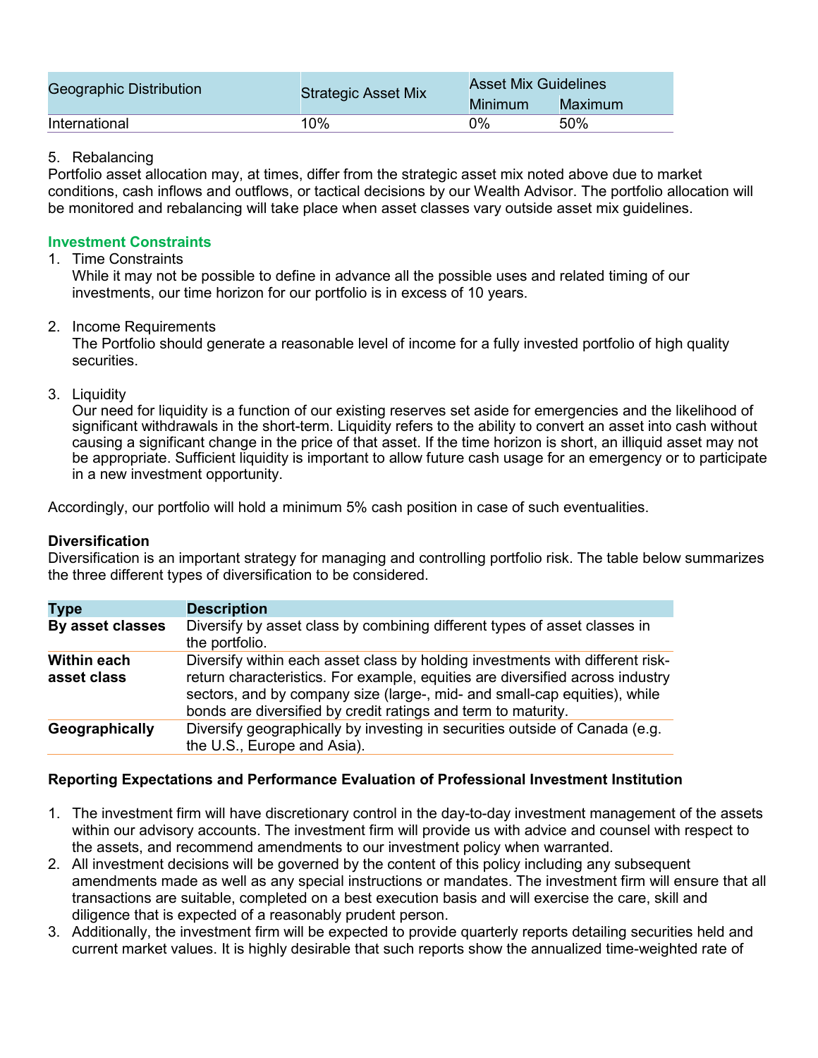| Geographic Distribution | Strategic Asset Mix | Asset Mix Guidelines | |
|---|---|---|---|
| | | Minimum | Maximum |
| International | 10% | 0% | 50% |

5. Rebalancing

Portfolio asset allocation may, at times, differ from the strategic asset mix noted above due to market conditions, cash inflows and outflows, or tactical decisions by our Wealth Advisor. The portfolio allocation will be monitored and rebalancing will take place when asset classes vary outside asset mix guidelines.

## Investment Constraints

1. Time Constraints
   While it may not be possible to define in advance all the possible uses and related timing of our investments, our time horizon for our portfolio is in excess of 10 years.

2. Income Requirements
   The Portfolio should generate a reasonable level of income for a fully invested portfolio of high quality securities.

3. Liquidity
   Our need for liquidity is a function of our existing reserves set aside for emergencies and the likelihood of significant withdrawals in the short-term. Liquidity refers to the ability to convert an asset into cash without causing a significant change in the price of that asset. If the time horizon is short, an illiquid asset may not be appropriate. Sufficient liquidity is important to allow future cash usage for an emergency or to participate in a new investment opportunity.

Accordingly, our portfolio will hold a minimum 5% cash position in case of such eventualities.

**Diversification**

Diversification is an important strategy for managing and controlling portfolio risk. The table below summarizes the three different types of diversification to be considered.

| Type | Description |
|---|---|
| **By asset classes** | Diversify by asset class by combining different types of asset classes in the portfolio. |
| **Within each asset class** | Diversify within each asset class by holding investments with different risk-return characteristics. For example, equities are diversified across industry sectors, and by company size (large-, mid- and small-cap equities), while bonds are diversified by credit ratings and term to maturity. |
| **Geographically** | Diversify geographically by investing in securities outside of Canada (e.g. the U.S., Europe and Asia). |

**Reporting Expectations and Performance Evaluation of Professional Investment Institution**

1. The investment firm will have discretionary control in the day-to-day investment management of the assets within our advisory accounts. The investment firm will provide us with advice and counsel with respect to the assets, and recommend amendments to our investment policy when warranted.
2. All investment decisions will be governed by the content of this policy including any subsequent amendments made as well as any special instructions or mandates. The investment firm will ensure that all transactions are suitable, completed on a best execution basis and will exercise the care, skill and diligence that is expected of a reasonably prudent person.
3. Additionally, the investment firm will be expected to provide quarterly reports detailing securities held and current market values. It is highly desirable that such reports show the annualized time-weighted rate of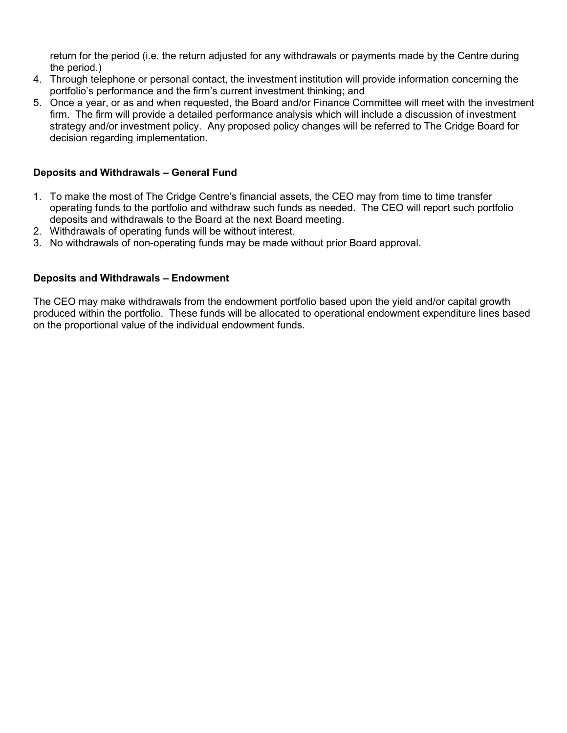return for the period (i.e. the return adjusted for any withdrawals or payments made by the Centre during the period.)

4. Through telephone or personal contact, the investment institution will provide information concerning the portfolio's performance and the firm's current investment thinking; and
5. Once a year, or as and when requested, the Board and/or Finance Committee will meet with the investment firm. The firm will provide a detailed performance analysis which will include a discussion of investment strategy and/or investment policy. Any proposed policy changes will be referred to The Cridge Board for decision regarding implementation.

**Deposits and Withdrawals – General Fund**

1. To make the most of The Cridge Centre's financial assets, the CEO may from time to time transfer operating funds to the portfolio and withdraw such funds as needed. The CEO will report such portfolio deposits and withdrawals to the Board at the next Board meeting.
2. Withdrawals of operating funds will be without interest.
3. No withdrawals of non-operating funds may be made without prior Board approval.

**Deposits and Withdrawals – Endowment**

The CEO may make withdrawals from the endowment portfolio based upon the yield and/or capital growth produced within the portfolio. These funds will be allocated to operational endowment expenditure lines based on the proportional value of the individual endowment funds.